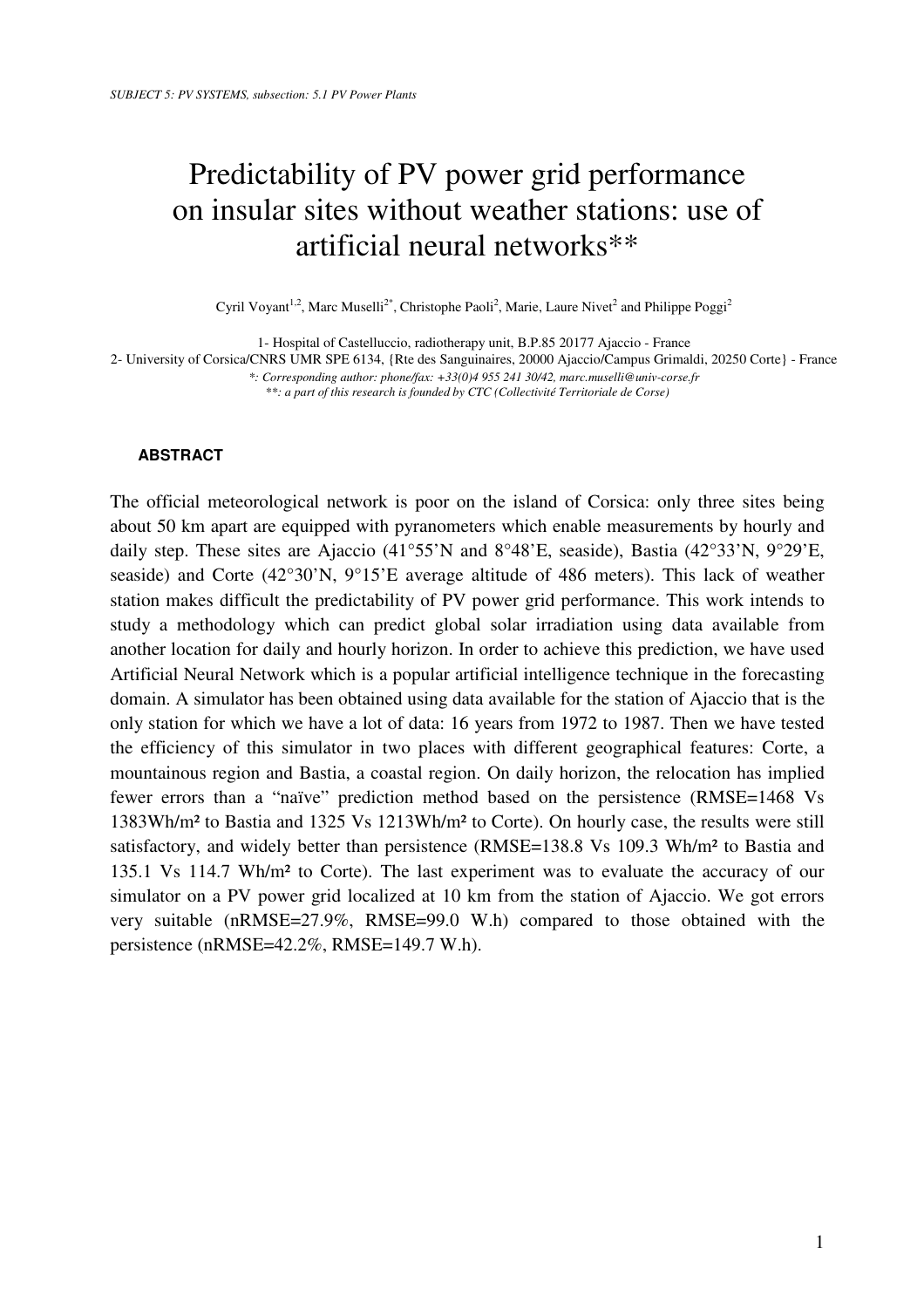*SUBJECT 5: PV SYSTEMS, subsection: 5.1 PV Power Plants*

# Predictability of PV power grid performance on insular sites without weather stations: use of artificial neural networks**

Cyril Voyant[1,2], Marc Muselli[2*], Christophe Paoli[2], Marie, Laure Nivet[2] and Philippe Poggi[2]

1- Hospital of Castelluccio, radiotherapy unit, B.P.85 20177 Ajaccio - France
2- University of Corsica/CNRS UMR SPE 6134, {Rte des Sanguinaires, 20000 Ajaccio/Campus Grimaldi, 20250 Corte} - France
*\*: Corresponding author: phone/fax: +33(0)4 955 241 30/42, marc.muselli@univ-corse.fr*
*\*\*: a part of this research is founded by CTC (Collectivité Territoriale de Corse)*

### ABSTRACT

The official meteorological network is poor on the island of Corsica: only three sites being about 50 km apart are equipped with pyranometers which enable measurements by hourly and daily step. These sites are Ajaccio (41°55'N and 8°48'E, seaside), Bastia (42°33'N, 9°29'E, seaside) and Corte (42°30'N, 9°15'E average altitude of 486 meters). This lack of weather station makes difficult the predictability of PV power grid performance. This work intends to study a methodology which can predict global solar irradiation using data available from another location for daily and hourly horizon. In order to achieve this prediction, we have used Artificial Neural Network which is a popular artificial intelligence technique in the forecasting domain. A simulator has been obtained using data available for the station of Ajaccio that is the only station for which we have a lot of data: 16 years from 1972 to 1987. Then we have tested the efficiency of this simulator in two places with different geographical features: Corte, a mountainous region and Bastia, a coastal region. On daily horizon, the relocation has implied fewer errors than a "naïve" prediction method based on the persistence (RMSE=1468 Vs 1383Wh/m² to Bastia and 1325 Vs 1213Wh/m² to Corte). On hourly case, the results were still satisfactory, and widely better than persistence (RMSE=138.8 Vs 109.3 Wh/m² to Bastia and 135.1 Vs 114.7 Wh/m² to Corte). The last experiment was to evaluate the accuracy of our simulator on a PV power grid localized at 10 km from the station of Ajaccio. We got errors very suitable (nRMSE=27.9%, RMSE=99.0 W.h) compared to those obtained with the persistence (nRMSE=42.2%, RMSE=149.7 W.h).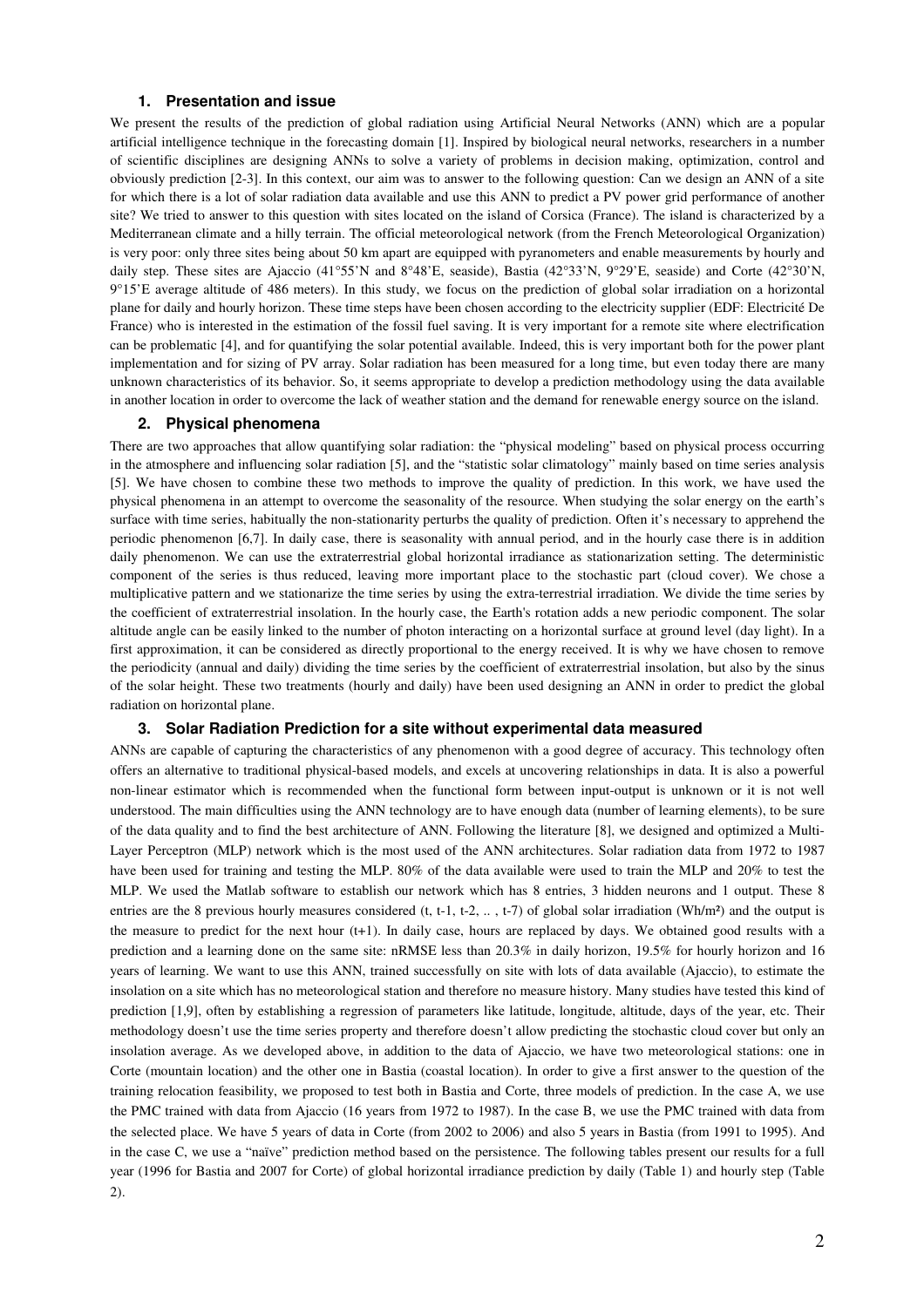## 1. Presentation and issue

We present the results of the prediction of global radiation using Artificial Neural Networks (ANN) which are a popular artificial intelligence technique in the forecasting domain [1]. Inspired by biological neural networks, researchers in a number of scientific disciplines are designing ANNs to solve a variety of problems in decision making, optimization, control and obviously prediction [2-3]. In this context, our aim was to answer to the following question: Can we design an ANN of a site for which there is a lot of solar radiation data available and use this ANN to predict a PV power grid performance of another site? We tried to answer to this question with sites located on the island of Corsica (France). The island is characterized by a Mediterranean climate and a hilly terrain. The official meteorological network (from the French Meteorological Organization) is very poor: only three sites being about 50 km apart are equipped with pyranometers and enable measurements by hourly and daily step. These sites are Ajaccio (41°55'N and 8°48'E, seaside), Bastia (42°33'N, 9°29'E, seaside) and Corte (42°30'N, 9°15'E average altitude of 486 meters). In this study, we focus on the prediction of global solar irradiation on a horizontal plane for daily and hourly horizon. These time steps have been chosen according to the electricity supplier (EDF: Electricité De France) who is interested in the estimation of the fossil fuel saving. It is very important for a remote site where electrification can be problematic [4], and for quantifying the solar potential available. Indeed, this is very important both for the power plant implementation and for sizing of PV array. Solar radiation has been measured for a long time, but even today there are many unknown characteristics of its behavior. So, it seems appropriate to develop a prediction methodology using the data available in another location in order to overcome the lack of weather station and the demand for renewable energy source on the island.

## 2. Physical phenomena

There are two approaches that allow quantifying solar radiation: the "physical modeling" based on physical process occurring in the atmosphere and influencing solar radiation [5], and the "statistic solar climatology" mainly based on time series analysis [5]. We have chosen to combine these two methods to improve the quality of prediction. In this work, we have used the physical phenomena in an attempt to overcome the seasonality of the resource. When studying the solar energy on the earth's surface with time series, habitually the non-stationarity perturbs the quality of prediction. Often it's necessary to apprehend the periodic phenomenon [6,7]. In daily case, there is seasonality with annual period, and in the hourly case there is in addition daily phenomenon. We can use the extraterrestrial global horizontal irradiance as stationarization setting. The deterministic component of the series is thus reduced, leaving more important place to the stochastic part (cloud cover). We chose a multiplicative pattern and we stationarize the time series by using the extra-terrestrial irradiation. We divide the time series by the coefficient of extraterrestrial insolation. In the hourly case, the Earth's rotation adds a new periodic component. The solar altitude angle can be easily linked to the number of photon interacting on a horizontal surface at ground level (day light). In a first approximation, it can be considered as directly proportional to the energy received. It is why we have chosen to remove the periodicity (annual and daily) dividing the time series by the coefficient of extraterrestrial insolation, but also by the sinus of the solar height. These two treatments (hourly and daily) have been used designing an ANN in order to predict the global radiation on horizontal plane.

## 3. Solar Radiation Prediction for a site without experimental data measured

ANNs are capable of capturing the characteristics of any phenomenon with a good degree of accuracy. This technology often offers an alternative to traditional physical-based models, and excels at uncovering relationships in data. It is also a powerful non-linear estimator which is recommended when the functional form between input-output is unknown or it is not well understood. The main difficulties using the ANN technology are to have enough data (number of learning elements), to be sure of the data quality and to find the best architecture of ANN. Following the literature [8], we designed and optimized a Multi-Layer Perceptron (MLP) network which is the most used of the ANN architectures. Solar radiation data from 1972 to 1987 have been used for training and testing the MLP. 80% of the data available were used to train the MLP and 20% to test the MLP. We used the Matlab software to establish our network which has 8 entries, 3 hidden neurons and 1 output. These 8 entries are the 8 previous hourly measures considered (t, t-1, t-2, .. , t-7) of global solar irradiation (Wh/m²) and the output is the measure to predict for the next hour (t+1). In daily case, hours are replaced by days. We obtained good results with a prediction and a learning done on the same site: nRMSE less than 20.3% in daily horizon, 19.5% for hourly horizon and 16 years of learning. We want to use this ANN, trained successfully on site with lots of data available (Ajaccio), to estimate the insolation on a site which has no meteorological station and therefore no measure history. Many studies have tested this kind of prediction [1,9], often by establishing a regression of parameters like latitude, longitude, altitude, days of the year, etc. Their methodology doesn't use the time series property and therefore doesn't allow predicting the stochastic cloud cover but only an insolation average. As we developed above, in addition to the data of Ajaccio, we have two meteorological stations: one in Corte (mountain location) and the other one in Bastia (coastal location). In order to give a first answer to the question of the training relocation feasibility, we proposed to test both in Bastia and Corte, three models of prediction. In the case A, we use the PMC trained with data from Ajaccio (16 years from 1972 to 1987). In the case B, we use the PMC trained with data from the selected place. We have 5 years of data in Corte (from 2002 to 2006) and also 5 years in Bastia (from 1991 to 1995). And in the case C, we use a "naïve" prediction method based on the persistence. The following tables present our results for a full year (1996 for Bastia and 2007 for Corte) of global horizontal irradiance prediction by daily (Table 1) and hourly step (Table 2).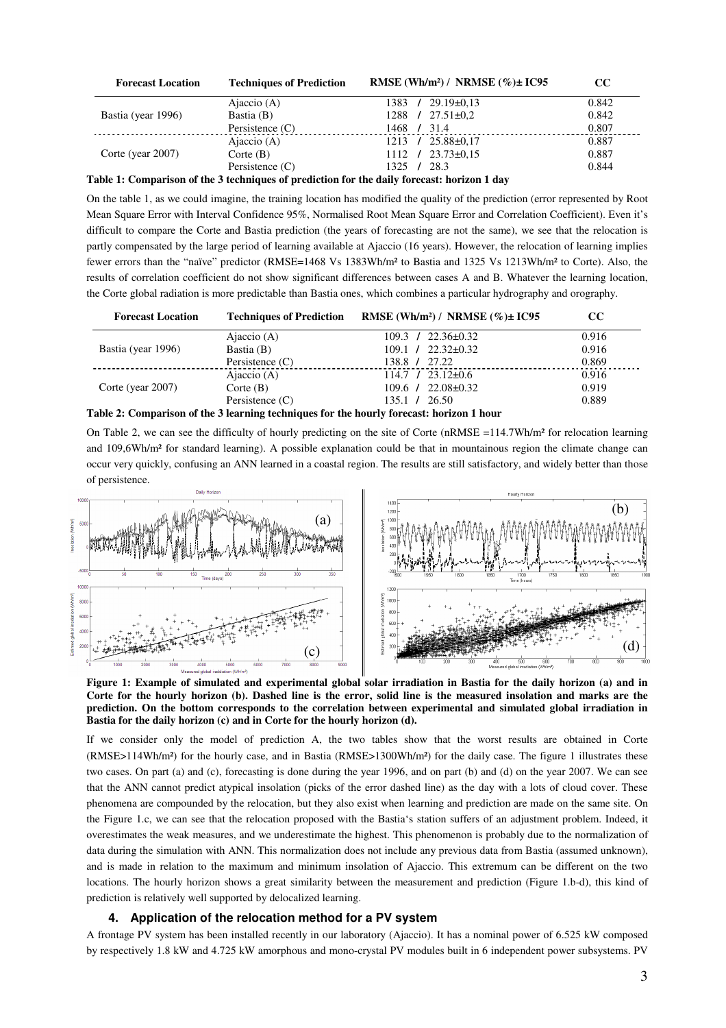| Forecast Location | Techniques of Prediction | RMSE (Wh/m²) / NRMSE (%)± IC95 | CC |
|---|---|---|---|
| Bastia (year 1996) | Ajaccio (A) | 1383 / 29.19±0,13 | 0.842 |
| | Bastia (B) | 1288 / 27.51±0,2 | 0.842 |
| | Persistence (C) | 1468 / 31.4 | 0.807 |
| Corte (year 2007) | Ajaccio (A) | 1213 / 25.88±0,17 | 0.887 |
| | Corte (B) | 1112 / 23.73±0,15 | 0.887 |
| | Persistence (C) | 1325 / 28.3 | 0.844 |

**Table 1: Comparison of the 3 techniques of prediction for the daily forecast: horizon 1 day**

On the table 1, as we could imagine, the training location has modified the quality of the prediction (error represented by Root Mean Square Error with Interval Confidence 95%, Normalised Root Mean Square Error and Correlation Coefficient). Even it's difficult to compare the Corte and Bastia prediction (the years of forecasting are not the same), we see that the relocation is partly compensated by the large period of learning available at Ajaccio (16 years). However, the relocation of learning implies fewer errors than the "naïve" predictor (RMSE=1468 Vs 1383Wh/m² to Bastia and 1325 Vs 1213Wh/m² to Corte). Also, the results of correlation coefficient do not show significant differences between cases A and B. Whatever the learning location, the Corte global radiation is more predictable than Bastia ones, which combines a particular hydrography and orography.

| Forecast Location | Techniques of Prediction | RMSE (Wh/m²) / NRMSE (%)± IC95 | CC |
|---|---|---|---|
| Bastia (year 1996) | Ajaccio (A) | 109.3 / 22.36±0.32 | 0.916 |
| | Bastia (B) | 109.1 / 22.32±0.32 | 0.916 |
| | Persistence (C) | 138.8 / 27.22 | 0.869 |
| Corte (year 2007) | Ajaccio (A) | 114.7 / 23.12±0.6 | 0.916 |
| | Corte (B) | 109.6 / 22.08±0.32 | 0.919 |
| | Persistence (C) | 135.1 / 26.50 | 0.889 |

**Table 2: Comparison of the 3 learning techniques for the hourly forecast: horizon 1 hour**

On Table 2, we can see the difficulty of hourly predicting on the site of Corte (nRMSE =114.7Wh/m² for relocation learning and 109,6Wh/m² for standard learning). A possible explanation could be that in mountainous region the climate change can occur very quickly, confusing an ANN learned in a coastal region. The results are still satisfactory, and widely better than those of persistence.

**Figure 1: Example of simulated and experimental global solar irradiation in Bastia for the daily horizon (a) and in Corte for the hourly horizon (b). Dashed line is the error, solid line is the measured insolation and marks are the prediction. On the bottom corresponds to the correlation between experimental and simulated global irradiation in Bastia for the daily horizon (c) and in Corte for the hourly horizon (d).**

If we consider only the model of prediction A, the two tables show that the worst results are obtained in Corte (RMSE>114Wh/m²) for the hourly case, and in Bastia (RMSE>1300Wh/m²) for the daily case. The figure 1 illustrates these two cases. On part (a) and (c), forecasting is done during the year 1996, and on part (b) and (d) on the year 2007. We can see that the ANN cannot predict atypical insolation (picks of the error dashed line) as the day with a lots of cloud cover. These phenomena are compounded by the relocation, but they also exist when learning and prediction are made on the same site. On the Figure 1.c, we can see that the relocation proposed with the Bastia's station suffers of an adjustment problem. Indeed, it overestimates the weak measures, and we underestimate the highest. This phenomenon is probably due to the normalization of data during the simulation with ANN. This normalization does not include any previous data from Bastia (assumed unknown), and is made in relation to the maximum and minimum insolation of Ajaccio. This extremum can be different on the two locations. The hourly horizon shows a great similarity between the measurement and prediction (Figure 1.b-d), this kind of prediction is relatively well supported by delocalized learning.

### 4. Application of the relocation method for a PV system

A frontage PV system has been installed recently in our laboratory (Ajaccio). It has a nominal power of 6.525 kW composed by respectively 1.8 kW and 4.725 kW amorphous and mono-crystal PV modules built in 6 independent power subsystems. PV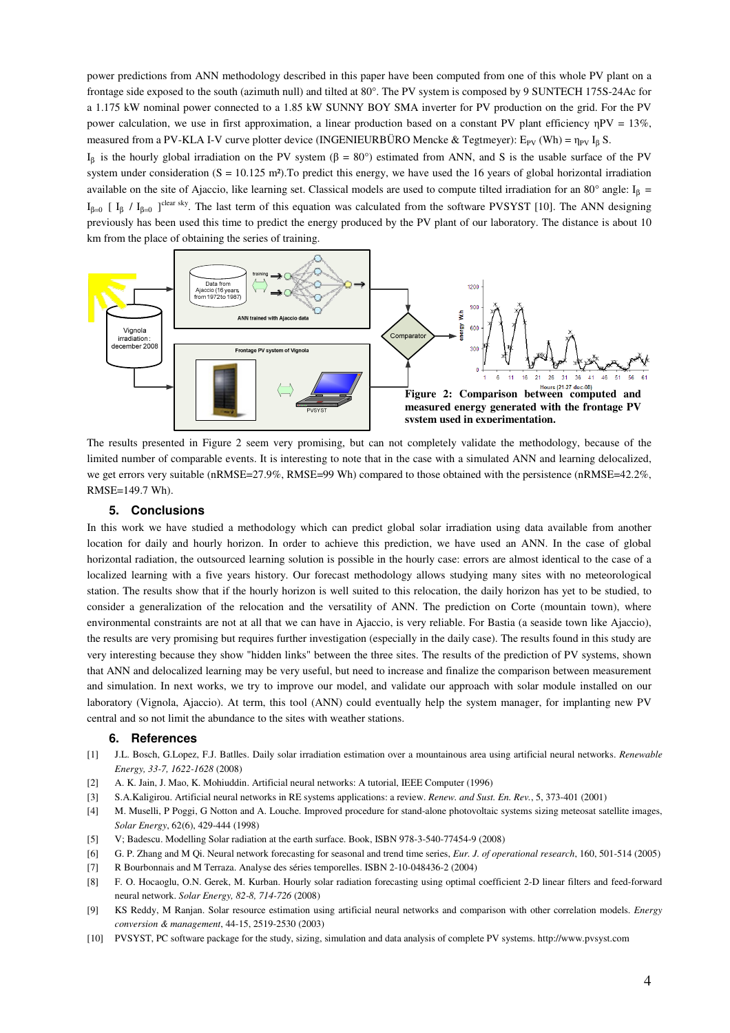power predictions from ANN methodology described in this paper have been computed from one of this whole PV plant on a frontage side exposed to the south (azimuth null) and tilted at 80°. The PV system is composed by 9 SUNTECH 175S-24Ac for a 1.175 kW nominal power connected to a 1.85 kW SUNNY BOY SMA inverter for PV production on the grid. For the PV power calculation, we use in first approximation, a linear production based on a constant PV plant efficiency ηPV = 13%, measured from a PV-KLA I-V curve plotter device (INGENIEURBÜRO Mencke & Tegtmeyer): $E_{PV}$ (Wh) = $\eta_{PV}$ $I_\beta$ S.

$I_\beta$ is the hourly global irradiation on the PV system (β = 80°) estimated from ANN, and S is the usable surface of the PV system under consideration (S = 10.125 m²).To predict this energy, we have used the 16 years of global horizontal irradiation available on the site of Ajaccio, like learning set. Classical models are used to compute tilted irradiation for an 80° angle: $I_\beta = I_{\beta=0}\ [\ I_\beta\ /\ I_{\beta=0}\ ]^{clear\ sky}$. The last term of this equation was calculated from the software PVSYST [10]. The ANN designing previously has been used this time to predict the energy produced by the PV plant of our laboratory. The distance is about 10 km from the place of obtaining the series of training.

Vignola irradiation : december 2008

Data from Ajaccio (16 years, from 1972 to 1987)

training

ANN trained with Ajaccio data

Frontage PV system of Vignola

PVSYST

Comparator

energy Wh

1200
900
600
300
0

1 6 11 16 21 26 31 36 41 46 51 56 61

Hours (21-27 dec-08)

**Figure 2: Comparison between computed and measured energy generated with the frontage PV system used in experimentation.**

The results presented in Figure 2 seem very promising, but can not completely validate the methodology, because of the limited number of comparable events. It is interesting to note that in the case with a simulated ANN and learning delocalized, we get errors very suitable (nRMSE=27.9%, RMSE=99 Wh) compared to those obtained with the persistence (nRMSE=42.2%, RMSE=149.7 Wh).

## 5. Conclusions

In this work we have studied a methodology which can predict global solar irradiation using data available from another location for daily and hourly horizon. In order to achieve this prediction, we have used an ANN. In the case of global horizontal radiation, the outsourced learning solution is possible in the hourly case: errors are almost identical to the case of a localized learning with a five years history. Our forecast methodology allows studying many sites with no meteorological station. The results show that if the hourly horizon is well suited to this relocation, the daily horizon has yet to be studied, to consider a generalization of the relocation and the versatility of ANN. The prediction on Corte (mountain town), where environmental constraints are not at all that we can have in Ajaccio, is very reliable. For Bastia (a seaside town like Ajaccio), the results are very promising but requires further investigation (especially in the daily case). The results found in this study are very interesting because they show "hidden links" between the three sites. The results of the prediction of PV systems, shown that ANN and delocalized learning may be very useful, but need to increase and finalize the comparison between measurement and simulation. In next works, we try to improve our model, and validate our approach with solar module installed on our laboratory (Vignola, Ajaccio). At term, this tool (ANN) could eventually help the system manager, for implanting new PV central and so not limit the abundance to the sites with weather stations.

## 6. References

[1] J.L. Bosch, G.Lopez, F.J. Batlles. Daily solar irradiation estimation over a mountainous area using artificial neural networks. *Renewable Energy, 33-7, 1622-1628* (2008)

[2] A. K. Jain, J. Mao, K. Mohiuddin. Artificial neural networks: A tutorial, IEEE Computer (1996)

[3] S.A.Kaligirou. Artificial neural networks in RE systems applications: a review. *Renew. and Sust. En. Rev.*, 5, 373-401 (2001)

[4] M. Muselli, P Poggi, G Notton and A. Louche. Improved procedure for stand-alone photovoltaic systems sizing meteosat satellite images, *Solar Energy*, 62(6), 429-444 (1998)

[5] V; Badescu. Modelling Solar radiation at the earth surface. Book, ISBN 978-3-540-77454-9 (2008)

[6] G. P. Zhang and M Qi. Neural network forecasting for seasonal and trend time series, *Eur. J. of operational research*, 160, 501-514 (2005)

[7] R Bourbonnais and M Terraza. Analyse des séries temporelles. ISBN 2-10-048436-2 (2004)

[8] F. O. Hocaoglu, O.N. Gerek, M. Kurban. Hourly solar radiation forecasting using optimal coefficient 2-D linear filters and feed-forward neural network. *Solar Energy, 82-8, 714-726* (2008)

[9] KS Reddy, M Ranjan. Solar resource estimation using artificial neural networks and comparison with other correlation models. *Energy conversion & management*, 44-15, 2519-2530 (2003)

[10] PVSYST, PC software package for the study, sizing, simulation and data analysis of complete PV systems. http://www.pvsyst.com